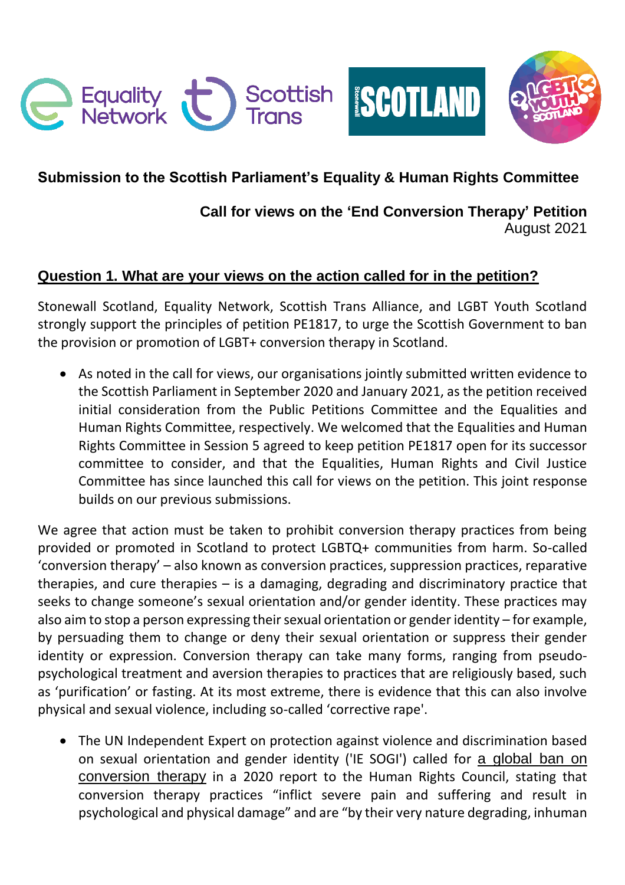**Submission to the Scottish Parliament's Equality & Human Rights Committee**

**Call for views on the 'End Conversion Therapy' Petition**
August 2021

## Question 1. What are your views on the action called for in the petition?

Stonewall Scotland, Equality Network, Scottish Trans Alliance, and LGBT Youth Scotland strongly support the principles of petition PE1817, to urge the Scottish Government to ban the provision or promotion of LGBT+ conversion therapy in Scotland.

- As noted in the call for views, our organisations jointly submitted written evidence to the Scottish Parliament in September 2020 and January 2021, as the petition received initial consideration from the Public Petitions Committee and the Equalities and Human Rights Committee, respectively. We welcomed that the Equalities and Human Rights Committee in Session 5 agreed to keep petition PE1817 open for its successor committee to consider, and that the Equalities, Human Rights and Civil Justice Committee has since launched this call for views on the petition. This joint response builds on our previous submissions.

We agree that action must be taken to prohibit conversion therapy practices from being provided or promoted in Scotland to protect LGBTQ+ communities from harm. So-called 'conversion therapy' – also known as conversion practices, suppression practices, reparative therapies, and cure therapies – is a damaging, degrading and discriminatory practice that seeks to change someone's sexual orientation and/or gender identity. These practices may also aim to stop a person expressing their sexual orientation or gender identity – for example, by persuading them to change or deny their sexual orientation or suppress their gender identity or expression. Conversion therapy can take many forms, ranging from pseudo-psychological treatment and aversion therapies to practices that are religiously based, such as 'purification' or fasting. At its most extreme, there is evidence that this can also involve physical and sexual violence, including so-called 'corrective rape'.

- The UN Independent Expert on protection against violence and discrimination based on sexual orientation and gender identity ('IE SOGI') called for a global ban on conversion therapy in a 2020 report to the Human Rights Council, stating that conversion therapy practices "inflict severe pain and suffering and result in psychological and physical damage" and are "by their very nature degrading, inhuman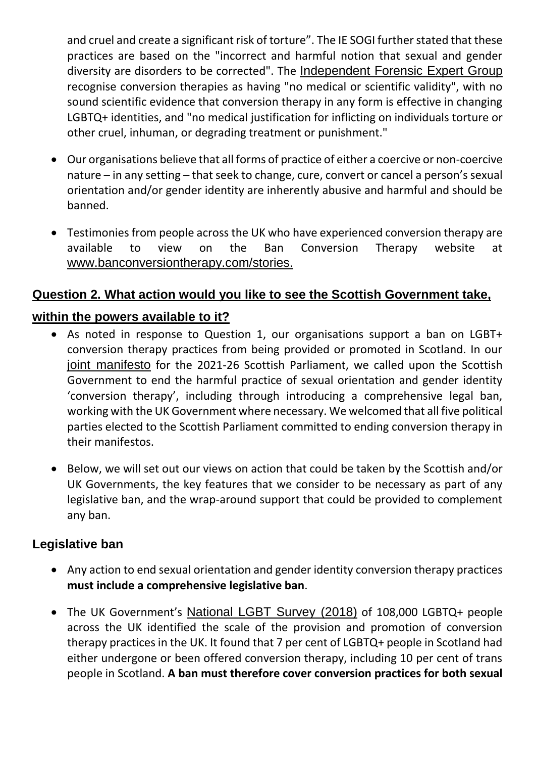and cruel and create a significant risk of torture". The IE SOGI further stated that these practices are based on the "incorrect and harmful notion that sexual and gender diversity are disorders to be corrected". The Independent Forensic Expert Group recognise conversion therapies as having "no medical or scientific validity", with no sound scientific evidence that conversion therapy in any form is effective in changing LGBTQ+ identities, and "no medical justification for inflicting on individuals torture or other cruel, inhuman, or degrading treatment or punishment."

- Our organisations believe that all forms of practice of either a coercive or non-coercive nature – in any setting – that seek to change, cure, convert or cancel a person's sexual orientation and/or gender identity are inherently abusive and harmful and should be banned.

- Testimonies from people across the UK who have experienced conversion therapy are available to view on the Ban Conversion Therapy website at www.banconversiontherapy.com/stories.

## Question 2. What action would you like to see the Scottish Government take, within the powers available to it?

- As noted in response to Question 1, our organisations support a ban on LGBT+ conversion therapy practices from being provided or promoted in Scotland. In our joint manifesto for the 2021-26 Scottish Parliament, we called upon the Scottish Government to end the harmful practice of sexual orientation and gender identity 'conversion therapy', including through introducing a comprehensive legal ban, working with the UK Government where necessary. We welcomed that all five political parties elected to the Scottish Parliament committed to ending conversion therapy in their manifestos.

- Below, we will set out our views on action that could be taken by the Scottish and/or UK Governments, the key features that we consider to be necessary as part of any legislative ban, and the wrap-around support that could be provided to complement any ban.

### Legislative ban

- Any action to end sexual orientation and gender identity conversion therapy practices **must include a comprehensive legislative ban**.

- The UK Government's National LGBT Survey (2018) of 108,000 LGBTQ+ people across the UK identified the scale of the provision and promotion of conversion therapy practices in the UK. It found that 7 per cent of LGBTQ+ people in Scotland had either undergone or been offered conversion therapy, including 10 per cent of trans people in Scotland. **A ban must therefore cover conversion practices for both sexual**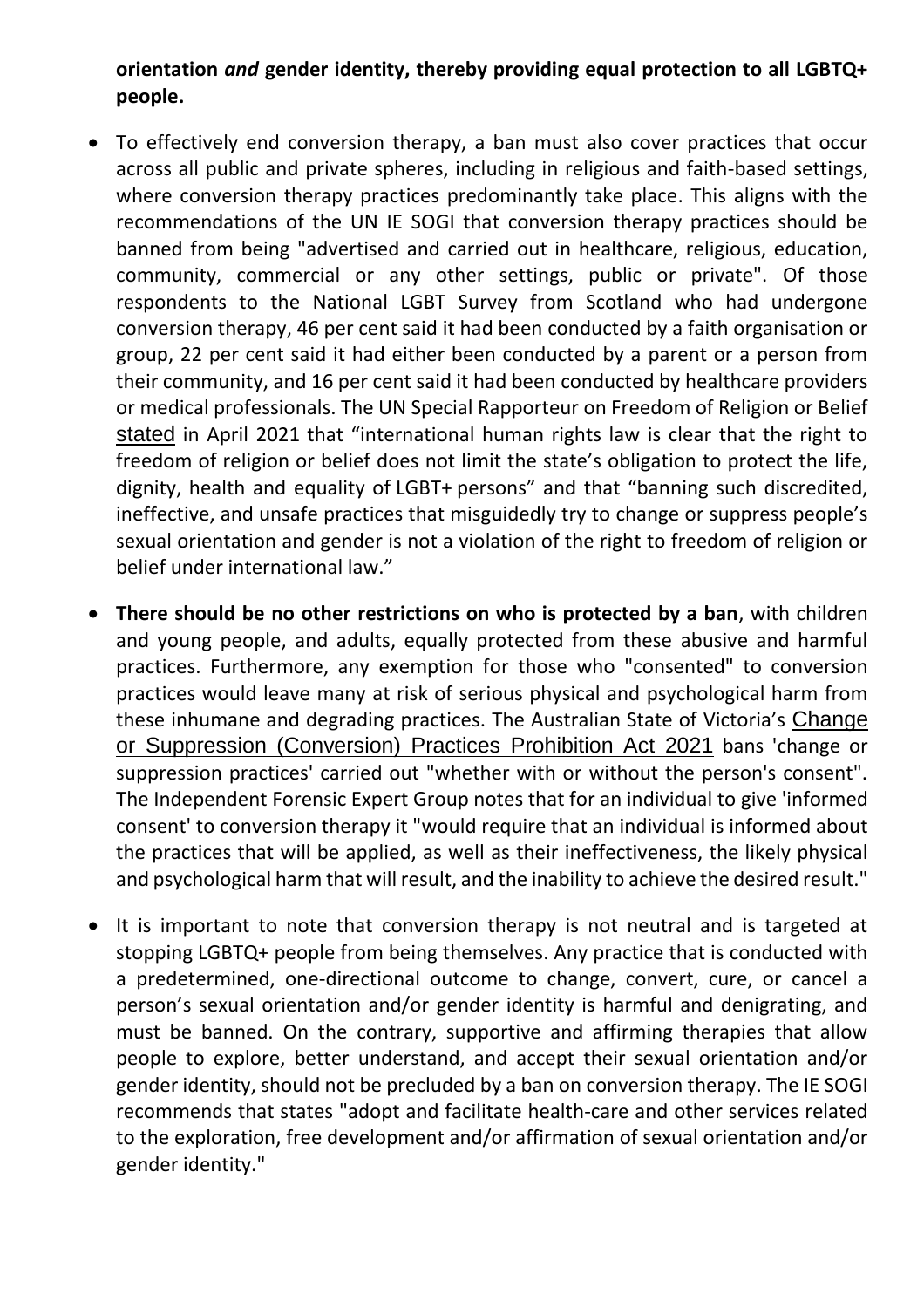**orientation *and* gender identity, thereby providing equal protection to all LGBTQ+ people.**

- To effectively end conversion therapy, a ban must also cover practices that occur across all public and private spheres, including in religious and faith-based settings, where conversion therapy practices predominantly take place. This aligns with the recommendations of the UN IE SOGI that conversion therapy practices should be banned from being "advertised and carried out in healthcare, religious, education, community, commercial or any other settings, public or private". Of those respondents to the National LGBT Survey from Scotland who had undergone conversion therapy, 46 per cent said it had been conducted by a faith organisation or group, 22 per cent said it had either been conducted by a parent or a person from their community, and 16 per cent said it had been conducted by healthcare providers or medical professionals. The UN Special Rapporteur on Freedom of Religion or Belief stated in April 2021 that "international human rights law is clear that the right to freedom of religion or belief does not limit the state's obligation to protect the life, dignity, health and equality of LGBT+ persons" and that "banning such discredited, ineffective, and unsafe practices that misguidedly try to change or suppress people's sexual orientation and gender is not a violation of the right to freedom of religion or belief under international law."

- **There should be no other restrictions on who is protected by a ban**, with children and young people, and adults, equally protected from these abusive and harmful practices. Furthermore, any exemption for those who "consented" to conversion practices would leave many at risk of serious physical and psychological harm from these inhumane and degrading practices. The Australian State of Victoria's Change or Suppression (Conversion) Practices Prohibition Act 2021 bans 'change or suppression practices' carried out "whether with or without the person's consent". The Independent Forensic Expert Group notes that for an individual to give 'informed consent' to conversion therapy it "would require that an individual is informed about the practices that will be applied, as well as their ineffectiveness, the likely physical and psychological harm that will result, and the inability to achieve the desired result."

- It is important to note that conversion therapy is not neutral and is targeted at stopping LGBTQ+ people from being themselves. Any practice that is conducted with a predetermined, one-directional outcome to change, convert, cure, or cancel a person's sexual orientation and/or gender identity is harmful and denigrating, and must be banned. On the contrary, supportive and affirming therapies that allow people to explore, better understand, and accept their sexual orientation and/or gender identity, should not be precluded by a ban on conversion therapy. The IE SOGI recommends that states "adopt and facilitate health-care and other services related to the exploration, free development and/or affirmation of sexual orientation and/or gender identity."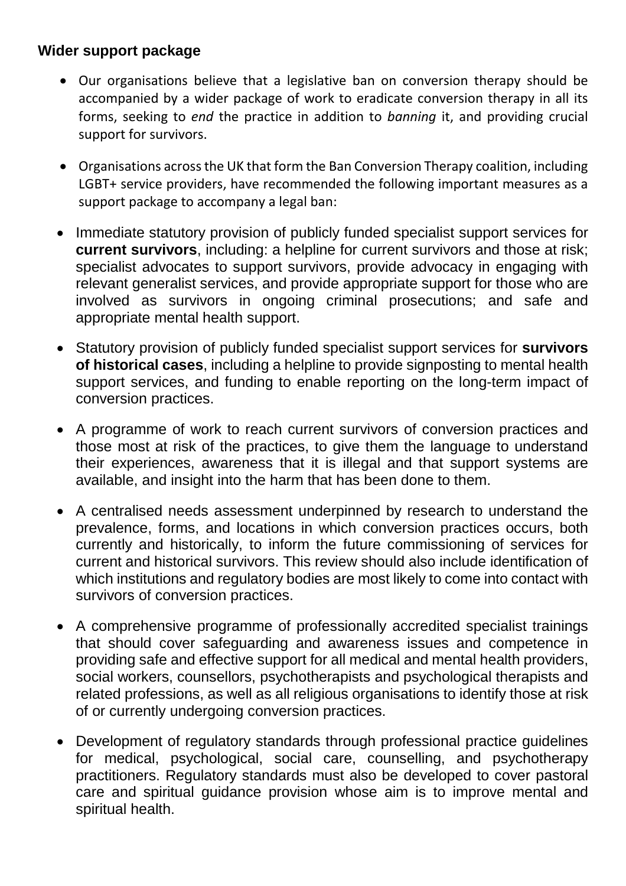**Wider support package**

- Our organisations believe that a legislative ban on conversion therapy should be accompanied by a wider package of work to eradicate conversion therapy in all its forms, seeking to *end* the practice in addition to *banning* it, and providing crucial support for survivors.

- Organisations across the UK that form the Ban Conversion Therapy coalition, including LGBT+ service providers, have recommended the following important measures as a support package to accompany a legal ban:

- Immediate statutory provision of publicly funded specialist support services for **current survivors**, including: a helpline for current survivors and those at risk; specialist advocates to support survivors, provide advocacy in engaging with relevant generalist services, and provide appropriate support for those who are involved as survivors in ongoing criminal prosecutions; and safe and appropriate mental health support.

- Statutory provision of publicly funded specialist support services for **survivors of historical cases**, including a helpline to provide signposting to mental health support services, and funding to enable reporting on the long-term impact of conversion practices.

- A programme of work to reach current survivors of conversion practices and those most at risk of the practices, to give them the language to understand their experiences, awareness that it is illegal and that support systems are available, and insight into the harm that has been done to them.

- A centralised needs assessment underpinned by research to understand the prevalence, forms, and locations in which conversion practices occurs, both currently and historically, to inform the future commissioning of services for current and historical survivors. This review should also include identification of which institutions and regulatory bodies are most likely to come into contact with survivors of conversion practices.

- A comprehensive programme of professionally accredited specialist trainings that should cover safeguarding and awareness issues and competence in providing safe and effective support for all medical and mental health providers, social workers, counsellors, psychotherapists and psychological therapists and related professions, as well as all religious organisations to identify those at risk of or currently undergoing conversion practices.

- Development of regulatory standards through professional practice guidelines for medical, psychological, social care, counselling, and psychotherapy practitioners. Regulatory standards must also be developed to cover pastoral care and spiritual guidance provision whose aim is to improve mental and spiritual health.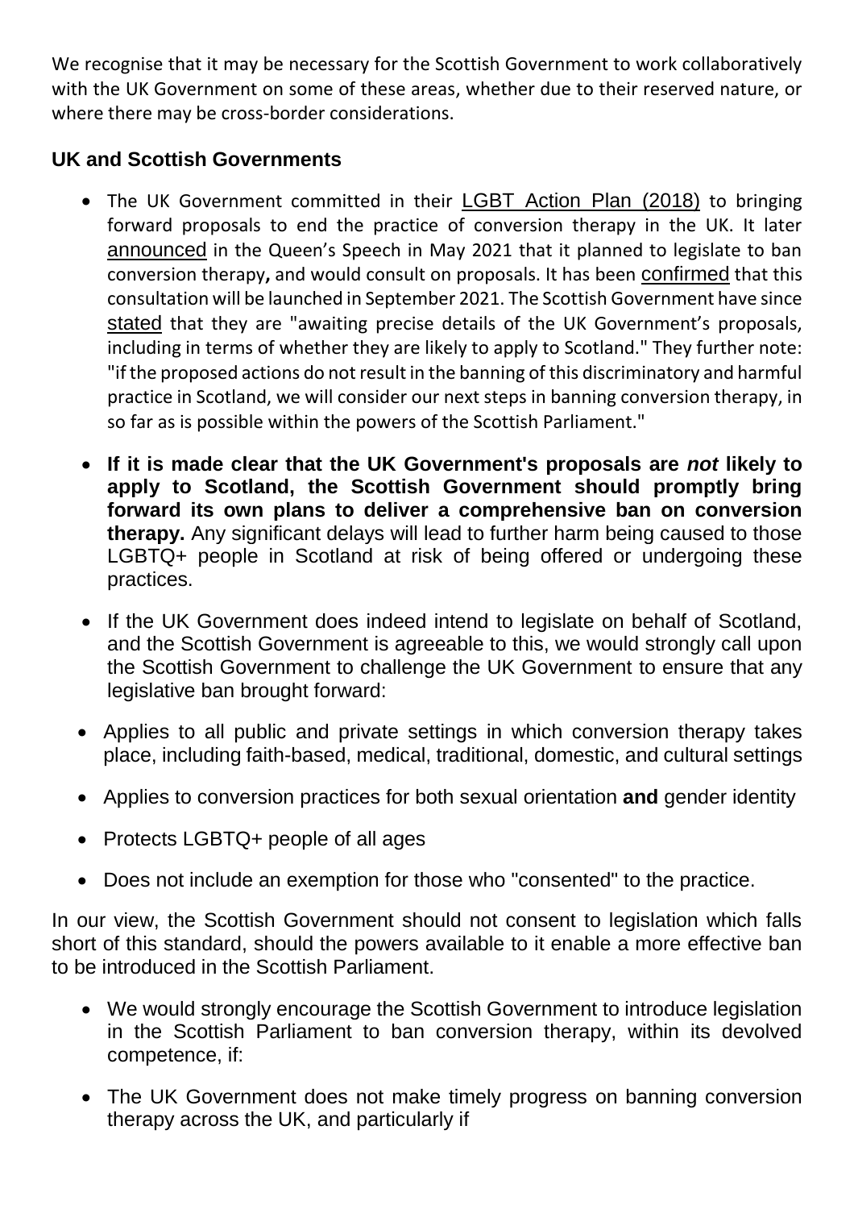We recognise that it may be necessary for the Scottish Government to work collaboratively with the UK Government on some of these areas, whether due to their reserved nature, or where there may be cross-border considerations.

## UK and Scottish Governments

- The UK Government committed in their LGBT Action Plan (2018) to bringing forward proposals to end the practice of conversion therapy in the UK. It later announced in the Queen's Speech in May 2021 that it planned to legislate to ban conversion therapy**,** and would consult on proposals. It has been confirmed that this consultation will be launched in September 2021. The Scottish Government have since stated that they are "awaiting precise details of the UK Government's proposals, including in terms of whether they are likely to apply to Scotland." They further note: "if the proposed actions do not result in the banning of this discriminatory and harmful practice in Scotland, we will consider our next steps in banning conversion therapy, in so far as is possible within the powers of the Scottish Parliament."
- **If it is made clear that the UK Government's proposals are *not* likely to apply to Scotland, the Scottish Government should promptly bring forward its own plans to deliver a comprehensive ban on conversion therapy.** Any significant delays will lead to further harm being caused to those LGBTQ+ people in Scotland at risk of being offered or undergoing these practices.
- If the UK Government does indeed intend to legislate on behalf of Scotland, and the Scottish Government is agreeable to this, we would strongly call upon the Scottish Government to challenge the UK Government to ensure that any legislative ban brought forward:
- Applies to all public and private settings in which conversion therapy takes place, including faith-based, medical, traditional, domestic, and cultural settings
- Applies to conversion practices for both sexual orientation **and** gender identity
- Protects LGBTQ+ people of all ages
- Does not include an exemption for those who "consented" to the practice.

In our view, the Scottish Government should not consent to legislation which falls short of this standard, should the powers available to it enable a more effective ban to be introduced in the Scottish Parliament.

- We would strongly encourage the Scottish Government to introduce legislation in the Scottish Parliament to ban conversion therapy, within its devolved competence, if:
- The UK Government does not make timely progress on banning conversion therapy across the UK, and particularly if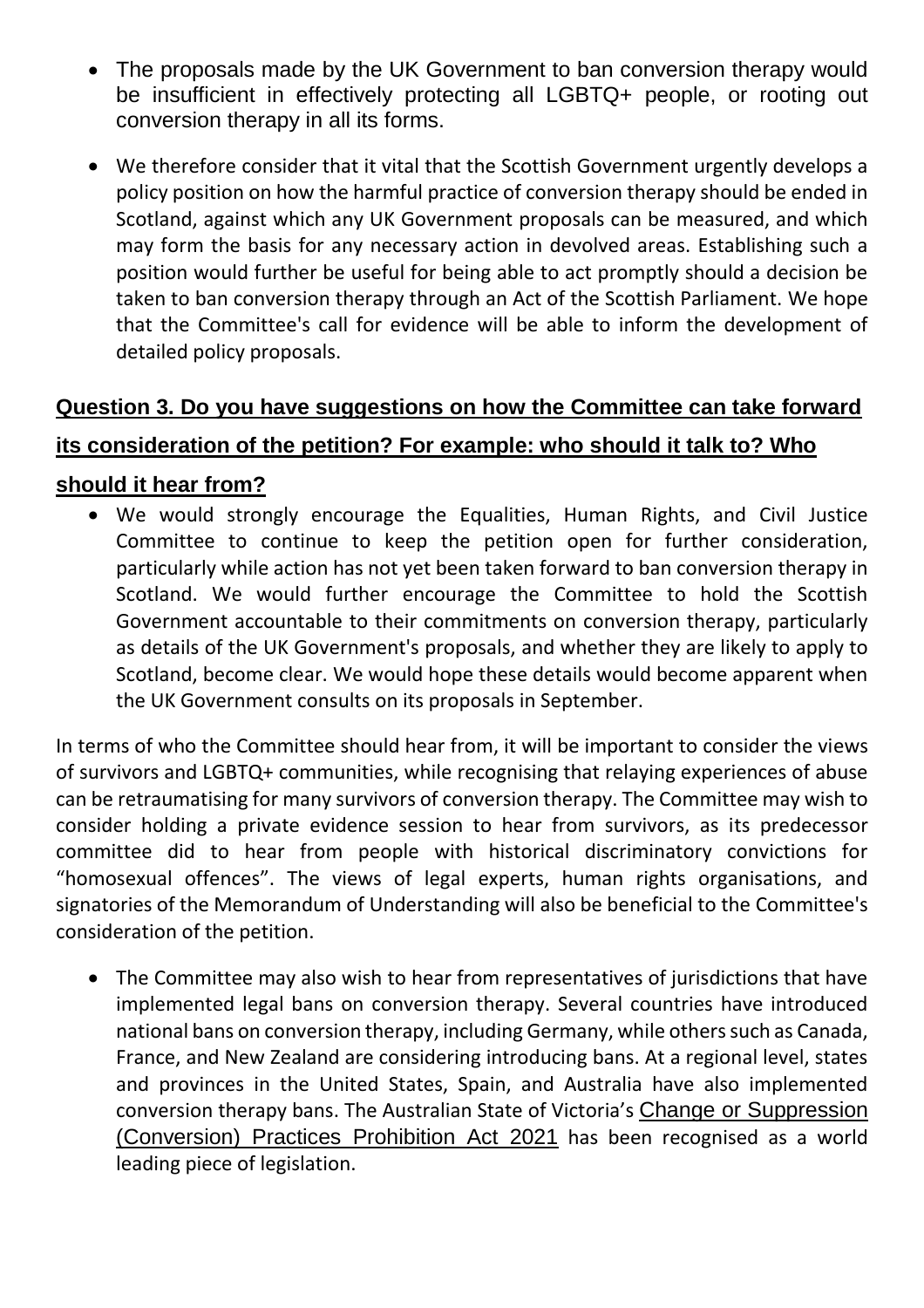- The proposals made by the UK Government to ban conversion therapy would be insufficient in effectively protecting all LGBTQ+ people, or rooting out conversion therapy in all its forms.

- We therefore consider that it vital that the Scottish Government urgently develops a policy position on how the harmful practice of conversion therapy should be ended in Scotland, against which any UK Government proposals can be measured, and which may form the basis for any necessary action in devolved areas. Establishing such a position would further be useful for being able to act promptly should a decision be taken to ban conversion therapy through an Act of the Scottish Parliament. We hope that the Committee's call for evidence will be able to inform the development of detailed policy proposals.

## Question 3. Do you have suggestions on how the Committee can take forward its consideration of the petition? For example: who should it talk to? Who should it hear from?

- We would strongly encourage the Equalities, Human Rights, and Civil Justice Committee to continue to keep the petition open for further consideration, particularly while action has not yet been taken forward to ban conversion therapy in Scotland. We would further encourage the Committee to hold the Scottish Government accountable to their commitments on conversion therapy, particularly as details of the UK Government's proposals, and whether they are likely to apply to Scotland, become clear. We would hope these details would become apparent when the UK Government consults on its proposals in September.

In terms of who the Committee should hear from, it will be important to consider the views of survivors and LGBTQ+ communities, while recognising that relaying experiences of abuse can be retraumatising for many survivors of conversion therapy. The Committee may wish to consider holding a private evidence session to hear from survivors, as its predecessor committee did to hear from people with historical discriminatory convictions for "homosexual offences". The views of legal experts, human rights organisations, and signatories of the Memorandum of Understanding will also be beneficial to the Committee's consideration of the petition.

- The Committee may also wish to hear from representatives of jurisdictions that have implemented legal bans on conversion therapy. Several countries have introduced national bans on conversion therapy, including Germany, while others such as Canada, France, and New Zealand are considering introducing bans. At a regional level, states and provinces in the United States, Spain, and Australia have also implemented conversion therapy bans. The Australian State of Victoria's Change or Suppression (Conversion) Practices Prohibition Act 2021 has been recognised as a world leading piece of legislation.